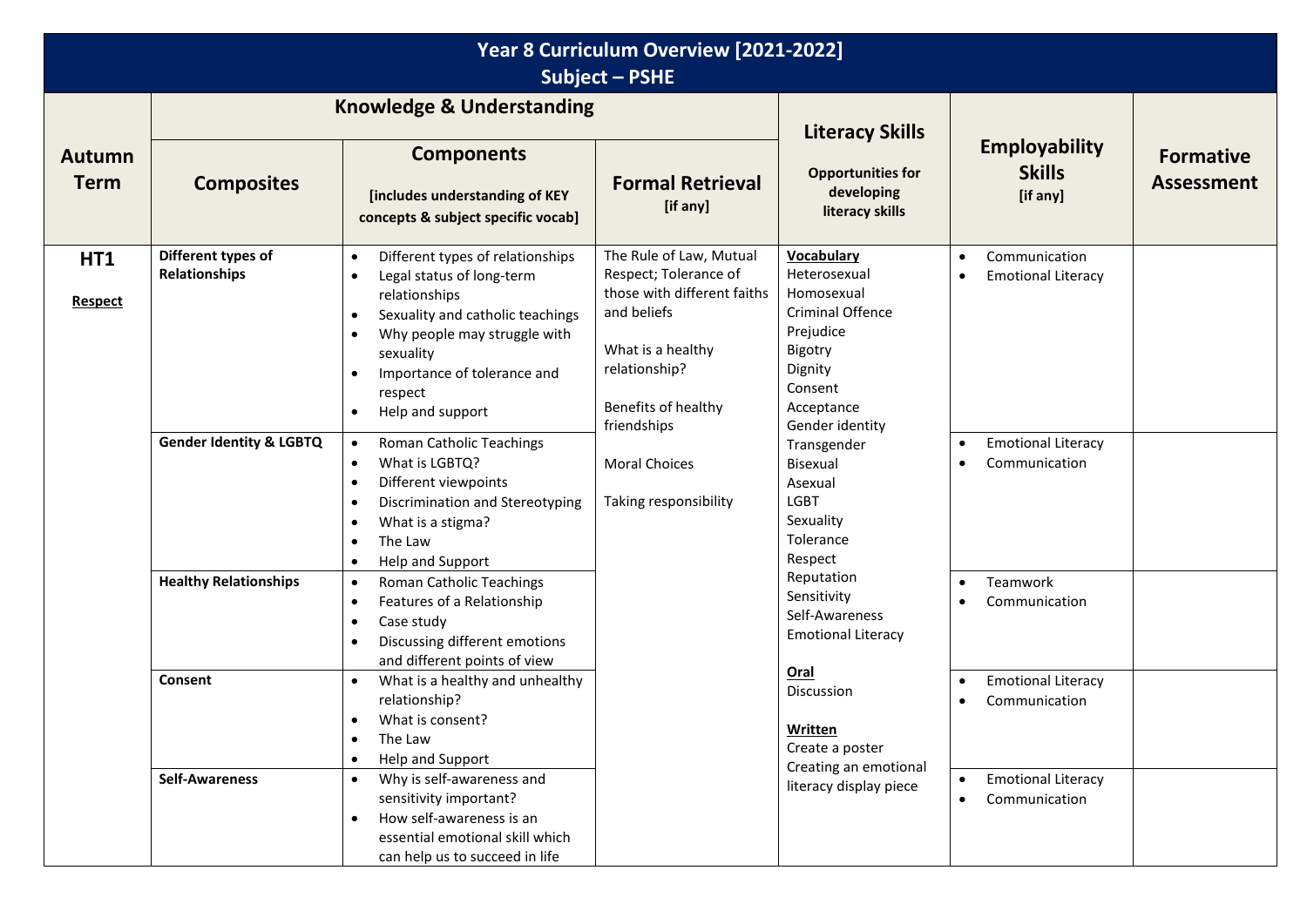# Year 8 Curriculum Overview [2021-2022]
## Subject – PSHE

| Autumn Term | Knowledge & Understanding | | | Literacy Skills<br>Opportunities for developing literacy skills | Employability Skills [if any] | Formative Assessment |
|---|---|---|---|---|---|---|
| | **Composites** | **Components** [includes understanding of KEY concepts & subject specific vocab] | **Formal Retrieval** [if any] | | | |
| **HT1**<br><br>**Respect** | **Different types of Relationships** | • Different types of relationships<br>• Legal status of long-term relationships<br>• Sexuality and catholic teachings<br>• Why people may struggle with sexuality<br>• Importance of tolerance and respect<br>• Help and support | The Rule of Law, Mutual Respect; Tolerance of those with different faiths and beliefs<br><br>What is a healthy relationship?<br><br>Benefits of healthy friendships<br><br>Moral Choices<br><br>Taking responsibility | **Vocabulary**<br>Heterosexual<br>Homosexual<br>Criminal Offence<br>Prejudice<br>Bigotry<br>Dignity<br>Consent<br>Acceptance<br>Gender identity<br>Transgender<br>Bisexual<br>Asexual<br>LGBT<br>Sexuality<br>Tolerance<br>Respect<br>Reputation<br>Sensitivity<br>Self-Awareness<br>Emotional Literacy<br><br>**Oral**<br>Discussion<br><br>**Written**<br>Create a poster<br>Creating an emotional literacy display piece | • Communication<br>• Emotional Literacy | |
| | **Gender Identity & LGBTQ** | • Roman Catholic Teachings<br>• What is LGBTQ?<br>• Different viewpoints<br>• Discrimination and Stereotyping<br>• What is a stigma?<br>• The Law<br>• Help and Support | | | • Emotional Literacy<br>• Communication | |
| | **Healthy Relationships** | • Roman Catholic Teachings<br>• Features of a Relationship<br>• Case study<br>• Discussing different emotions and different points of view | | | • Teamwork<br>• Communication | |
| | **Consent** | • What is a healthy and unhealthy relationship?<br>• What is consent?<br>• The Law<br>• Help and Support | | | • Emotional Literacy<br>• Communication | |
| | **Self-Awareness** | • Why is self-awareness and sensitivity important?<br>• How self-awareness is an essential emotional skill which can help us to succeed in life | | | • Emotional Literacy<br>• Communication | |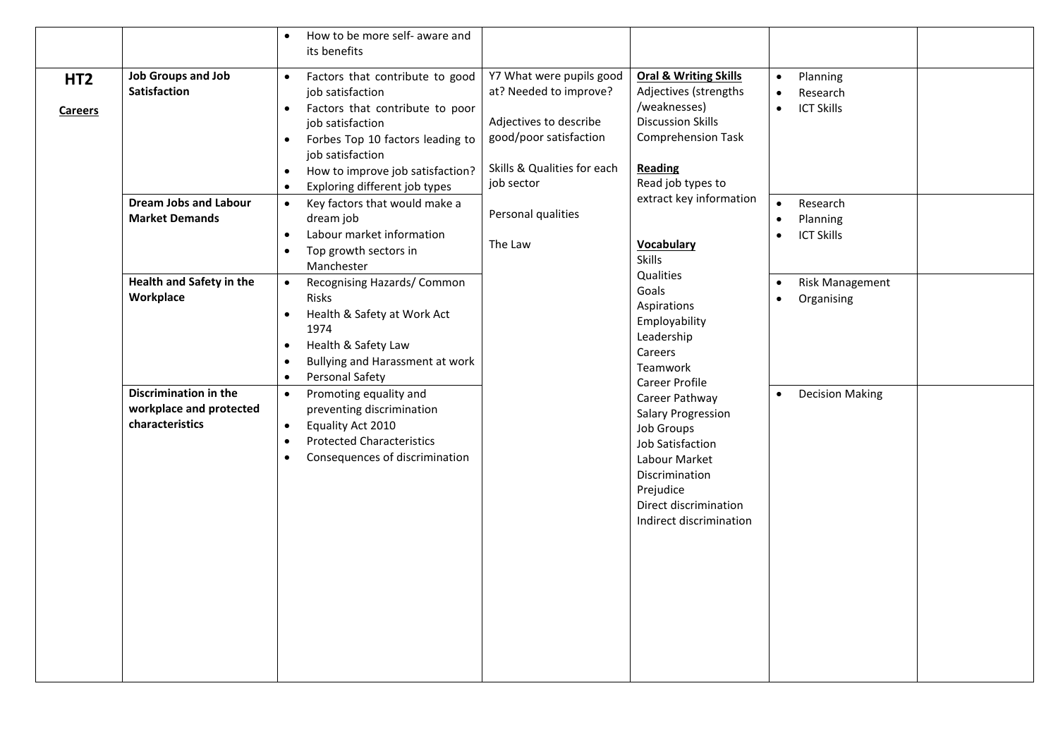| | | | | | | |
|---|---|---|---|---|---|---|
| | | • How to be more self- aware and its benefits | | | | |
| **HT2**<br><br>**Careers** | **Job Groups and Job Satisfaction** | • Factors that contribute to good job satisfaction<br>• Factors that contribute to poor job satisfaction<br>• Forbes Top 10 factors leading to job satisfaction<br>• How to improve job satisfaction?<br>• Exploring different job types | Y7 What were pupils good at? Needed to improve?<br><br>Adjectives to describe good/poor satisfaction<br><br>Skills & Qualities for each job sector<br><br>Personal qualities<br><br>The Law | **Oral & Writing Skills**<br>Adjectives (strengths /weaknesses)<br>Discussion Skills<br>Comprehension Task<br><br>**Reading**<br>Read job types to extract key information<br><br>**Vocabulary**<br>Skills<br>Qualities<br>Goals<br>Aspirations<br>Employability<br>Leadership<br>Careers<br>Teamwork<br>Career Profile<br>Career Pathway<br>Salary Progression<br>Job Groups<br>Job Satisfaction<br>Labour Market<br>Discrimination<br>Prejudice<br>Direct discrimination<br>Indirect discrimination | • Planning<br>• Research<br>• ICT Skills | |
| | **Dream Jobs and Labour Market Demands** | • Key factors that would make a dream job<br>• Labour market information<br>• Top growth sectors in Manchester | | | • Research<br>• Planning<br>• ICT Skills | |
| | **Health and Safety in the Workplace** | • Recognising Hazards/ Common Risks<br>• Health & Safety at Work Act 1974<br>• Health & Safety Law<br>• Bullying and Harassment at work<br>• Personal Safety | | | • Risk Management<br>• Organising | |
| | **Discrimination in the workplace and protected characteristics** | • Promoting equality and preventing discrimination<br>• Equality Act 2010<br>• Protected Characteristics<br>• Consequences of discrimination | | | • Decision Making | |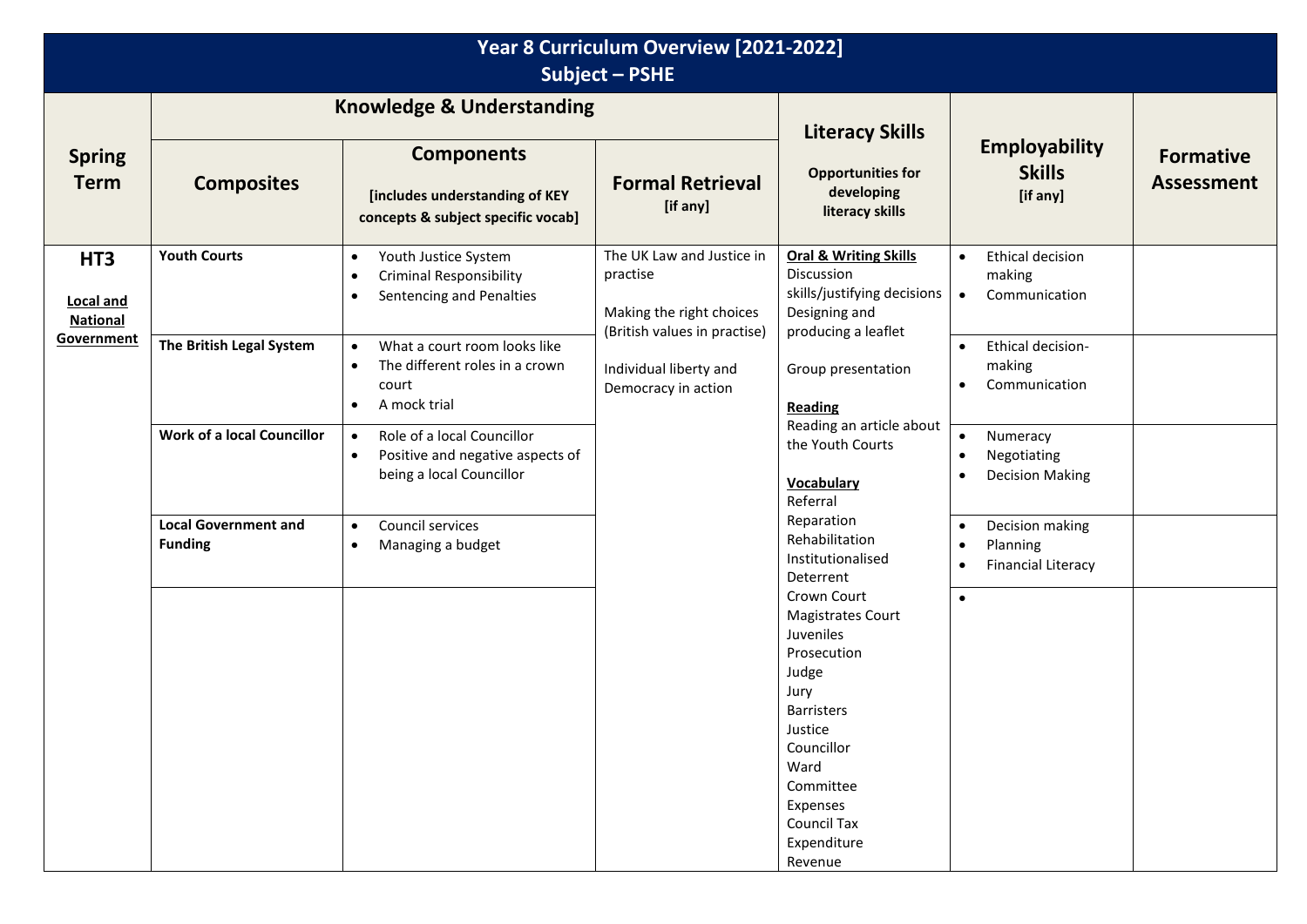# Year 8 Curriculum Overview [2021-2022]
## Subject – PSHE

| Spring Term | Knowledge & Understanding | | | Literacy Skills<br>Opportunities for developing literacy skills | Employability Skills<br>[if any] | Formative Assessment |
|---|---|---|---|---|---|---|
| | Composites | Components<br>[includes understanding of KEY concepts & subject specific vocab] | Formal Retrieval<br>[if any] | | | |
| **HT3**<br>**Local and National Government** | **Youth Courts** | • Youth Justice System<br>• Criminal Responsibility<br>• Sentencing and Penalties | The UK Law and Justice in practise<br><br>Making the right choices (British values in practise)<br><br>Individual liberty and Democracy in action | **Oral & Writing Skills**<br>Discussion skills/justifying decisions<br>Designing and producing a leaflet<br><br>Group presentation<br><br>**Reading**<br>Reading an article about the Youth Courts<br><br>**Vocabulary**<br>Referral<br>Reparation<br>Rehabilitation<br>Institutionalised<br>Deterrent<br>Crown Court<br>Magistrates Court<br>Juveniles<br>Prosecution<br>Judge<br>Jury<br>Barristers<br>Justice<br>Councillor<br>Ward<br>Committee<br>Expenses<br>Council Tax<br>Expenditure<br>Revenue | • Ethical decision making<br>• Communication | |
| | **The British Legal System** | • What a court room looks like<br>• The different roles in a crown court<br>• A mock trial | | | • Ethical decision-making<br>• Communication | |
| | **Work of a local Councillor** | • Role of a local Councillor<br>• Positive and negative aspects of being a local Councillor | | | • Numeracy<br>• Negotiating<br>• Decision Making | |
| | **Local Government and Funding** | • Council services<br>• Managing a budget | | | • Decision making<br>• Planning<br>• Financial Literacy | |
| | | | | | • | |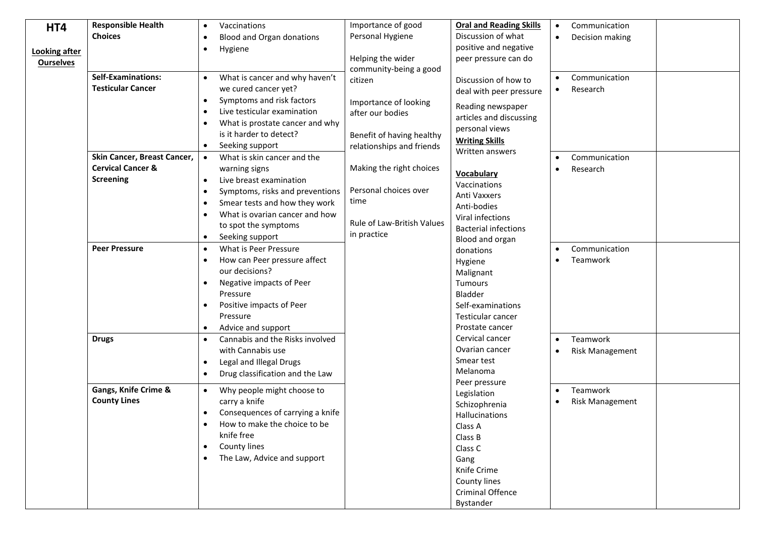| | | | | | | |
|---|---|---|---|---|---|---|
| **HT4**<br><br>**Looking after Ourselves** | **Responsible Health Choices** | • Vaccinations<br>• Blood and Organ donations<br>• Hygiene | Importance of good Personal Hygiene<br><br>Helping the wider community-being a good citizen<br><br>Importance of looking after our bodies<br><br>Benefit of having healthy relationships and friends<br><br>Making the right choices<br><br>Personal choices over time<br><br>Rule of Law-British Values in practice | **Oral and Reading Skills**<br>Discussion of what positive and negative peer pressure can do<br><br>Discussion of how to deal with peer pressure<br><br>Reading newspaper articles and discussing personal views<br>**Writing Skills**<br>Written answers<br><br>**Vocabulary**<br>Vaccinations<br>Anti Vaxxers<br>Anti-bodies<br>Viral infections<br>Bacterial infections<br>Blood and organ donations<br>Hygiene<br>Malignant<br>Tumours<br>Bladder<br>Self-examinations<br>Testicular cancer<br>Prostate cancer<br>Cervical cancer<br>Ovarian cancer<br>Smear test<br>Melanoma<br>Peer pressure<br>Legislation<br>Schizophrenia<br>Hallucinations<br>Class A<br>Class B<br>Class C<br>Gang<br>Knife Crime<br>County lines<br>Criminal Offence<br>Bystander | • Communication<br>• Decision making | |
| | **Self-Examinations: Testicular Cancer** | • What is cancer and why haven't we cured cancer yet?<br>• Symptoms and risk factors<br>• Live testicular examination<br>• What is prostate cancer and why is it harder to detect?<br>• Seeking support | | | • Communication<br>• Research | |
| | **Skin Cancer, Breast Cancer, Cervical Cancer & Screening** | • What is skin cancer and the warning signs<br>• Live breast examination<br>• Symptoms, risks and preventions<br>• Smear tests and how they work<br>• What is ovarian cancer and how to spot the symptoms<br>• Seeking support | | | • Communication<br>• Research | |
| | **Peer Pressure** | • What is Peer Pressure<br>• How can Peer pressure affect our decisions?<br>• Negative impacts of Peer Pressure<br>• Positive impacts of Peer Pressure<br>• Advice and support | | | • Communication<br>• Teamwork | |
| | **Drugs** | • Cannabis and the Risks involved with Cannabis use<br>• Legal and Illegal Drugs<br>• Drug classification and the Law | | | • Teamwork<br>• Risk Management | |
| | **Gangs, Knife Crime & County Lines** | • Why people might choose to carry a knife<br>• Consequences of carrying a knife<br>• How to make the choice to be knife free<br>• County lines<br>• The Law, Advice and support | | | • Teamwork<br>• Risk Management | |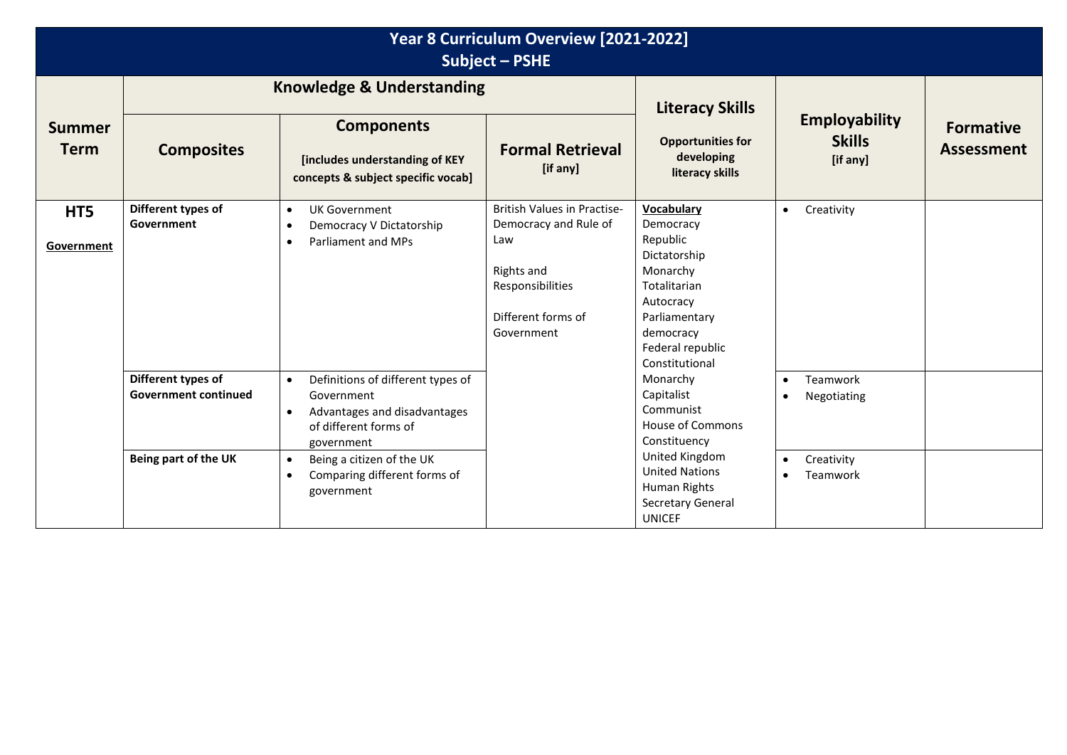# Year 8 Curriculum Overview [2021-2022]
## Subject – PSHE

| Summer Term | Knowledge & Understanding | | | Literacy Skills | Employability Skills [if any] | Formative Assessment |
|---|---|---|---|---|---|---|
| | **Composites** | **Components** [includes understanding of KEY concepts & subject specific vocab] | **Formal Retrieval** [if any] | **Opportunities for developing literacy skills** | | |
| **HT5** **Government** | **Different types of Government** | • UK Government<br>• Democracy V Dictatorship<br>• Parliament and MPs | British Values in Practise- Democracy and Rule of Law<br><br>Rights and Responsibilities<br><br>Different forms of Government | **Vocabulary**<br>Democracy<br>Republic<br>Dictatorship<br>Monarchy<br>Totalitarian<br>Autocracy<br>Parliamentary democracy<br>Federal republic<br>Constitutional Monarchy<br>Capitalist<br>Communist<br>House of Commons<br>Constituency<br>United Kingdom<br>United Nations<br>Human Rights<br>Secretary General<br>UNICEF | • Creativity | |
| | **Different types of Government continued** | • Definitions of different types of Government<br>• Advantages and disadvantages of different forms of government | | | • Teamwork<br>• Negotiating | |
| | **Being part of the UK** | • Being a citizen of the UK<br>• Comparing different forms of government | | | • Creativity<br>• Teamwork | |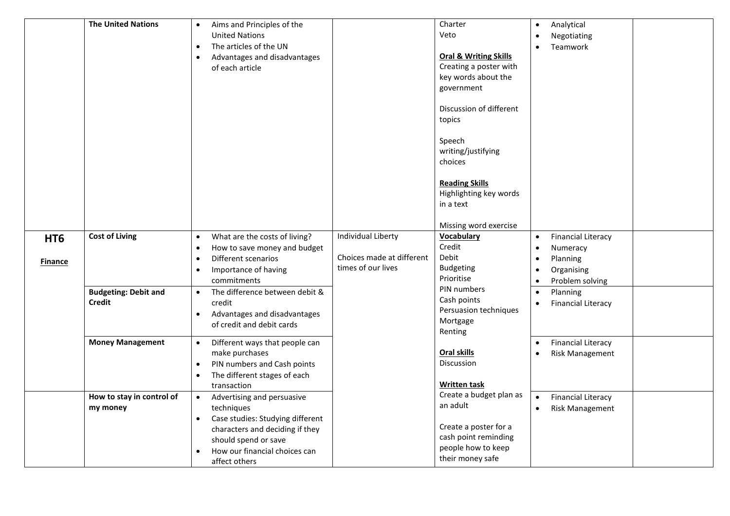| | | | | | | |
|---|---|---|---|---|---|---|
| | **The United Nations** | • Aims and Principles of the United Nations<br>• The articles of the UN<br>• Advantages and disadvantages of each article | | Charter<br>Veto<br><br>**Oral & Writing Skills**<br>Creating a poster with key words about the government<br><br>Discussion of different topics<br><br>Speech writing/justifying choices<br><br>**Reading Skills**<br>Highlighting key words in a text<br><br>Missing word exercise | • Analytical<br>• Negotiating<br>• Teamwork | |
| **HT6**<br><br>**Finance** | **Cost of Living** | • What are the costs of living?<br>• How to save money and budget<br>• Different scenarios<br>• Importance of having commitments | Individual Liberty<br><br>Choices made at different times of our lives | **Vocabulary**<br>Credit<br>Debit<br>Budgeting<br>Prioritise<br>PIN numbers<br>Cash points<br>Persuasion techniques<br>Mortgage<br>Renting<br><br>**Oral skills**<br>Discussion<br><br>**Written task**<br>Create a budget plan as an adult<br><br>Create a poster for a cash point reminding people how to keep their money safe | • Financial Literacy<br>• Numeracy<br>• Planning<br>• Organising<br>• Problem solving | |
| | **Budgeting: Debit and Credit** | • The difference between debit & credit<br>• Advantages and disadvantages of credit and debit cards | | | • Planning<br>• Financial Literacy | |
| | **Money Management** | • Different ways that people can make purchases<br>• PIN numbers and Cash points<br>• The different stages of each transaction | | | • Financial Literacy<br>• Risk Management | |
| | **How to stay in control of my money** | • Advertising and persuasive techniques<br>• Case studies: Studying different characters and deciding if they should spend or save<br>• How our financial choices can affect others | | | • Financial Literacy<br>• Risk Management | |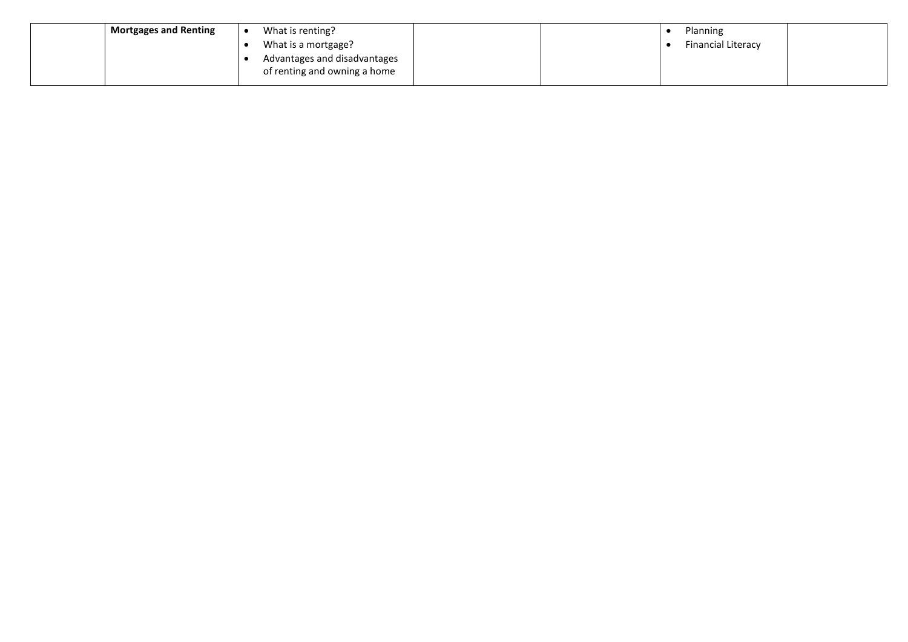| | | | | | | |
|---|---|---|---|---|---|---|
| | **Mortgages and Renting** | • What is renting?<br>• What is a mortgage?<br>• Advantages and disadvantages of renting and owning a home | | | • Planning<br>• Financial Literacy | |